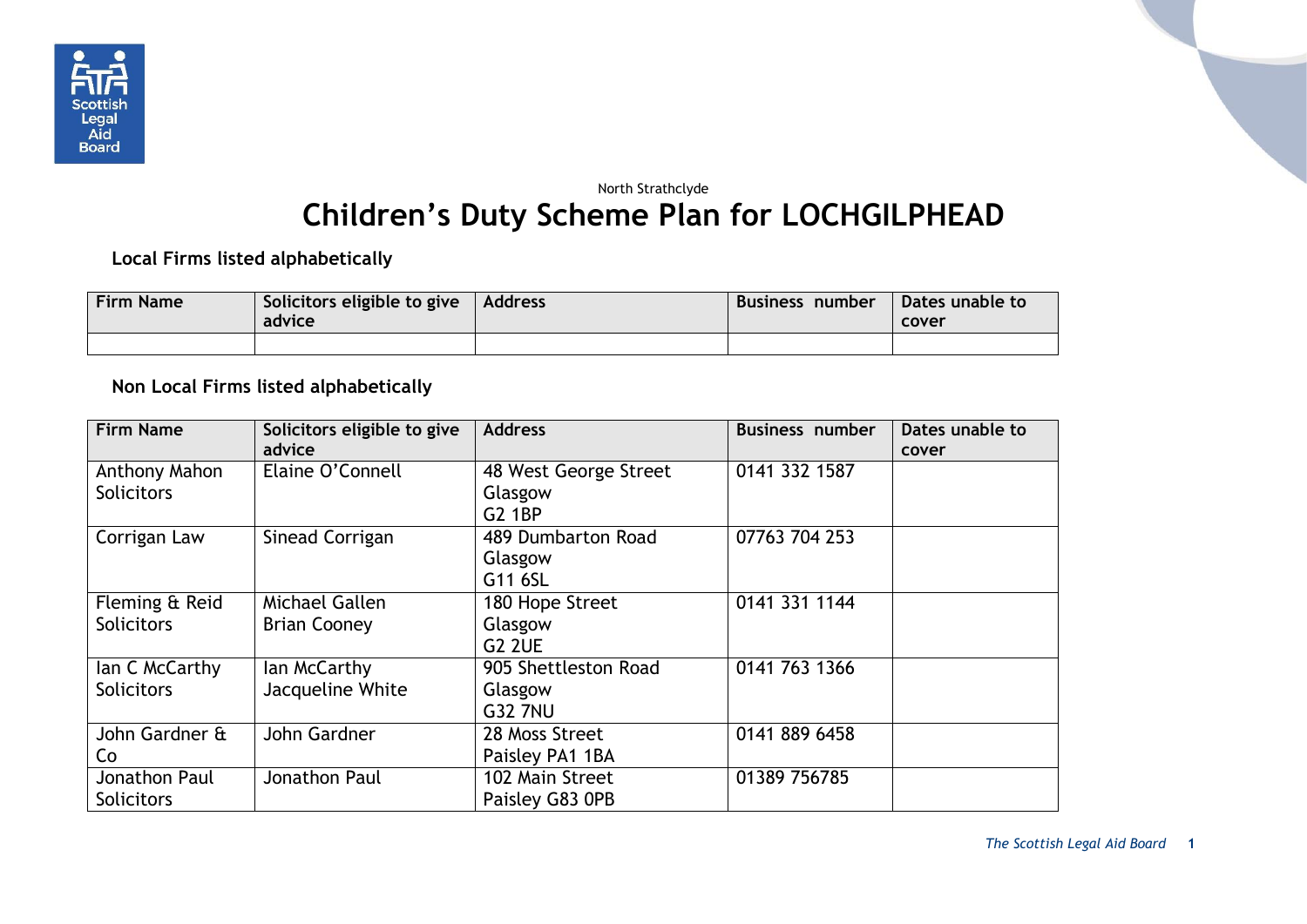North Strathclyde

# Children's Duty Scheme Plan for LOCHGILPHEAD

**Local Firms listed alphabetically**

| Firm Name | Solicitors eligible to give advice | Address | Business number | Dates unable to cover |
|---|---|---|---|---|
| | | | | |

**Non Local Firms listed alphabetically**

| Firm Name | Solicitors eligible to give advice | Address | Business number | Dates unable to cover |
|---|---|---|---|---|
| Anthony Mahon Solicitors | Elaine O'Connell | 48 West George Street Glasgow G2 1BP | 0141 332 1587 | |
| Corrigan Law | Sinead Corrigan | 489 Dumbarton Road Glasgow G11 6SL | 07763 704 253 | |
| Fleming & Reid Solicitors | Michael Gallen Brian Cooney | 180 Hope Street Glasgow G2 2UE | 0141 331 1144 | |
| Ian C McCarthy Solicitors | Ian McCarthy Jacqueline White | 905 Shettleston Road Glasgow G32 7NU | 0141 763 1366 | |
| John Gardner & Co | John Gardner | 28 Moss Street Paisley PA1 1BA | 0141 889 6458 | |
| Jonathon Paul Solicitors | Jonathon Paul | 102 Main Street Paisley G83 0PB | 01389 756785 | |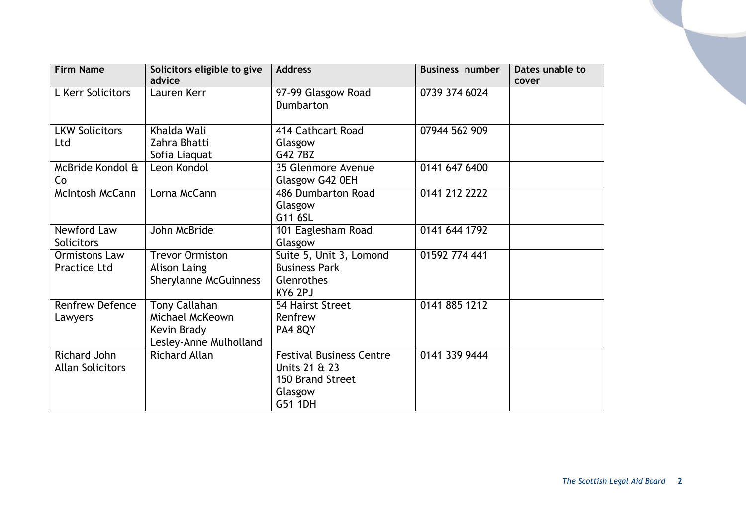| Firm Name | Solicitors eligible to give advice | Address | Business number | Dates unable to cover |
|---|---|---|---|---|
| L Kerr Solicitors | Lauren Kerr | 97-99 Glasgow Road<br>Dumbarton | 0739 374 6024 | |
| LKW Solicitors Ltd | Khalda Wali<br>Zahra Bhatti<br>Sofia Liaquat | 414 Cathcart Road<br>Glasgow<br>G42 7BZ | 07944 562 909 | |
| McBride Kondol & Co | Leon Kondol | 35 Glenmore Avenue<br>Glasgow G42 0EH | 0141 647 6400 | |
| McIntosh McCann | Lorna McCann | 486 Dumbarton Road<br>Glasgow<br>G11 6SL | 0141 212 2222 | |
| Newford Law Solicitors | John McBride | 101 Eaglesham Road<br>Glasgow | 0141 644 1792 | |
| Ormistons Law Practice Ltd | Trevor Ormiston<br>Alison Laing<br>Sherylanne McGuinness | Suite 5, Unit 3, Lomond Business Park<br>Glenrothes<br>KY6 2PJ | 01592 774 441 | |
| Renfrew Defence Lawyers | Tony Callahan<br>Michael McKeown<br>Kevin Brady<br>Lesley-Anne Mulholland | 54 Hairst Street<br>Renfrew<br>PA4 8QY | 0141 885 1212 | |
| Richard John Allan Solicitors | Richard Allan | Festival Business Centre<br>Units 21 & 23<br>150 Brand Street<br>Glasgow<br>G51 1DH | 0141 339 9444 | |